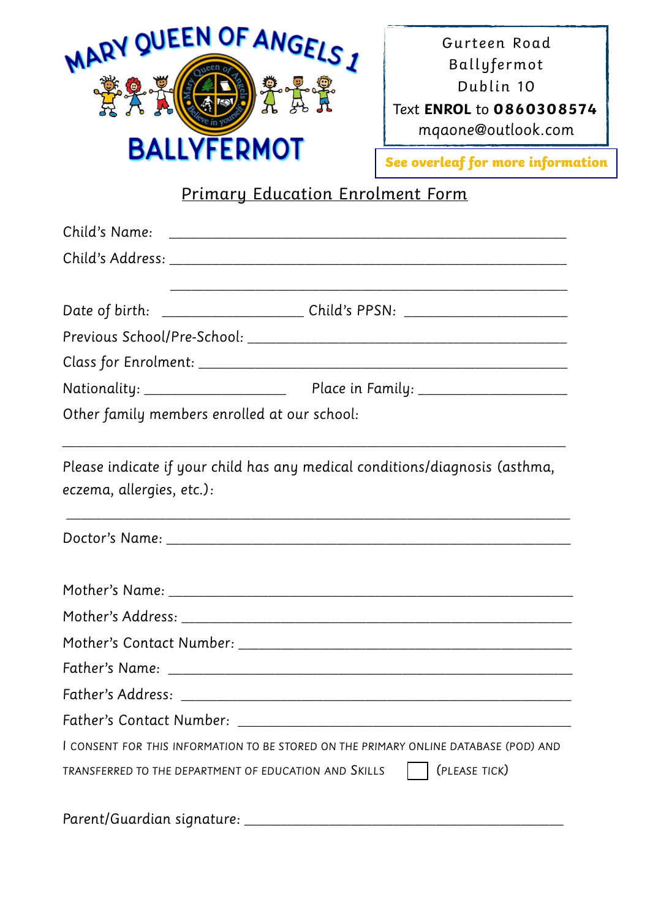MARY QUEEN OF ANGELS 1

BALLYFERMOT

Gurteen Road
Ballyfermot
Dublin 10
Text **ENROL** to **0860308574**
mqaone@outlook.com

**See overleaf for more information**

## Primary Education Enrolment Form

Child's Name: ______________________________________________

Child's Address: ______________________________________________

______________________________________________

Date of birth: ________________ Child's PPSN: ___________________

Previous School/Pre-School: ______________________________________

Class for Enrolment: ____________________________________________

Nationality: ________________ Place in Family: ________________

Other family members enrolled at our school:

______________________________________________

Please indicate if your child has any medical conditions/diagnosis (asthma, eczema, allergies, etc.):

______________________________________________

Doctor's Name: ______________________________________________

Mother's Name: ______________________________________________

Mother's Address: ____________________________________________

Mother's Contact Number: _______________________________________

Father's Name: ______________________________________________

Father's Address: _____________________________________________

Father's Contact Number: _______________________________________

I CONSENT FOR THIS INFORMATION TO BE STORED ON THE PRIMARY ONLINE DATABASE (POD) AND TRANSFERRED TO THE DEPARTMENT OF EDUCATION AND SKILLS ☐ (PLEASE TICK)

Parent/Guardian signature: _______________________________________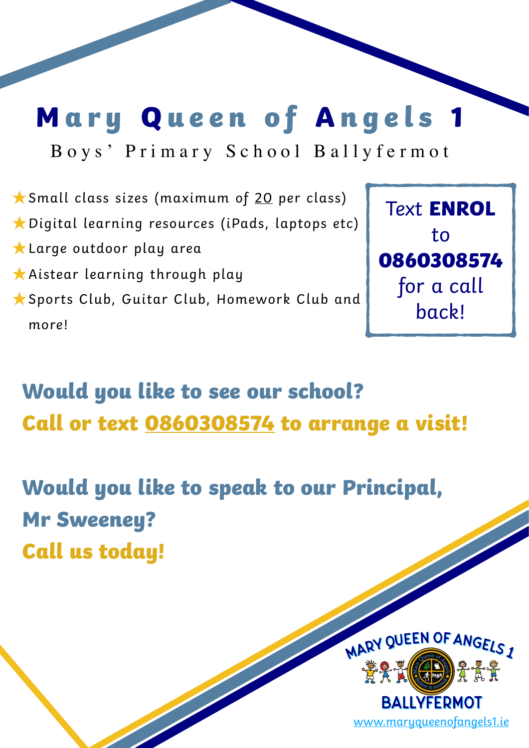# Mary Queen of Angels 1

Boys' Primary School Ballyfermot

- ★Small class sizes (maximum of 20 per class)
- ★Digital learning resources (iPads, laptops etc)
- ★Large outdoor play area
- ★Aistear learning through play
- ★Sports Club, Guitar Club, Homework Club and more!

Text **ENROL** to **0860308574** for a call back!

## Would you like to see our school?

## Call or text 0860308574 to arrange a visit!

## Would you like to speak to our Principal, Mr Sweeney?

## Call us today!

MARY QUEEN OF ANGELS 1

BALLYFERMOT

www.maryqueenofangels1.ie